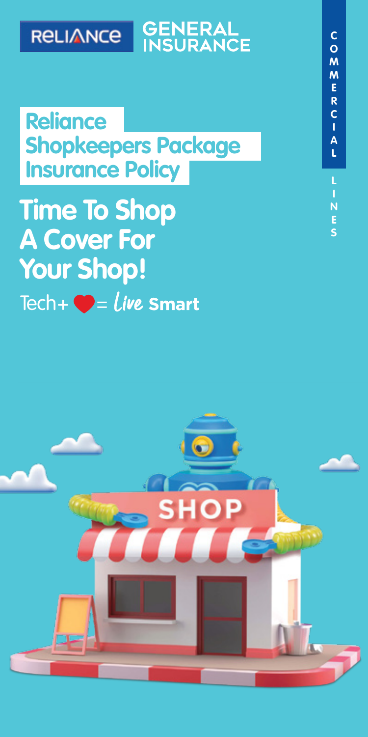RELIANCE GENERAL INSURANCE

COMMERCIAL LINES

# Reliance Shopkeepers Package Insurance Policy

## Time To Shop A Cover For Your Shop!

Tech+ ❤ = Live Smart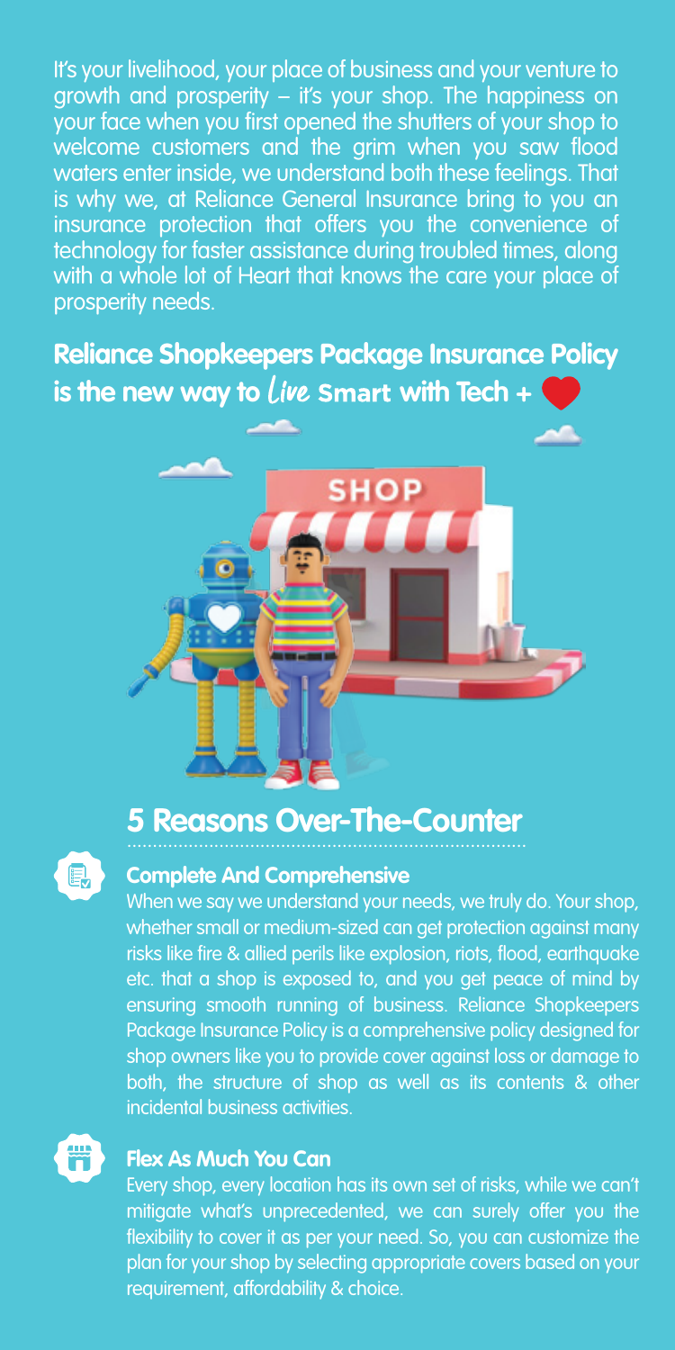It's your livelihood, your place of business and your venture to growth and prosperity – it's your shop. The happiness on your face when you first opened the shutters of your shop to welcome customers and the grim when you saw flood waters enter inside, we understand both these feelings. That is why we, at Reliance General Insurance bring to you an insurance protection that offers you the convenience of technology for faster assistance during troubled times, along with a whole lot of Heart that knows the care your place of prosperity needs.

**Reliance Shopkeepers Package Insurance Policy is the new way to Live Smart with Tech +**

## 5 Reasons Over-The-Counter

### Complete And Comprehensive

When we say we understand your needs, we truly do. Your shop, whether small or medium-sized can get protection against many risks like fire & allied perils like explosion, riots, flood, earthquake etc. that a shop is exposed to, and you get peace of mind by ensuring smooth running of business. Reliance Shopkeepers Package Insurance Policy is a comprehensive policy designed for shop owners like you to provide cover against loss or damage to both, the structure of shop as well as its contents & other incidental business activities.

### Flex As Much You Can

Every shop, every location has its own set of risks, while we can't mitigate what's unprecedented, we can surely offer you the flexibility to cover it as per your need. So, you can customize the plan for your shop by selecting appropriate covers based on your requirement, affordability & choice.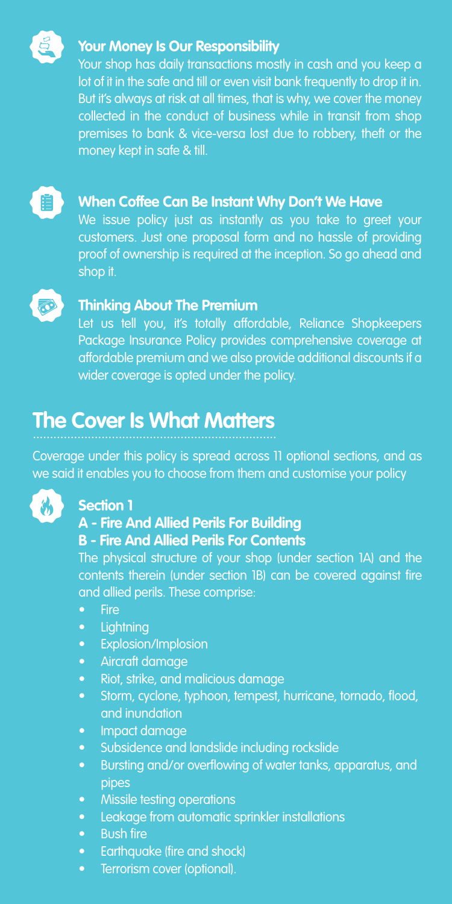### Your Money Is Our Responsibility

Your shop has daily transactions mostly in cash and you keep a lot of it in the safe and till or even visit bank frequently to drop it in. But it's always at risk at all times, that is why, we cover the money collected in the conduct of business while in transit from shop premises to bank & vice-versa lost due to robbery, theft or the money kept in safe & till.

### When Coffee Can Be Instant Why Don't We Have

We issue policy just as instantly as you take to greet your customers. Just one proposal form and no hassle of providing proof of ownership is required at the inception. So go ahead and shop it.

### Thinking About The Premium

Let us tell you, it's totally affordable, Reliance Shopkeepers Package Insurance Policy provides comprehensive coverage at affordable premium and we also provide additional discounts if a wider coverage is opted under the policy.

## The Cover Is What Matters

Coverage under this policy is spread across 11 optional sections, and as we said it enables you to choose from them and customise your policy

### Section 1

### A - Fire And Allied Perils For Building
### B - Fire And Allied Perils For Contents

The physical structure of your shop (under section 1A) and the contents therein (under section 1B) can be covered against fire and allied perils. These comprise:

- Fire
- Lightning
- Explosion/Implosion
- Aircraft damage
- Riot, strike, and malicious damage
- Storm, cyclone, typhoon, tempest, hurricane, tornado, flood, and inundation
- Impact damage
- Subsidence and landslide including rockslide
- Bursting and/or overflowing of water tanks, apparatus, and pipes
- Missile testing operations
- Leakage from automatic sprinkler installations
- Bush fire
- Earthquake (fire and shock)
- Terrorism cover (optional).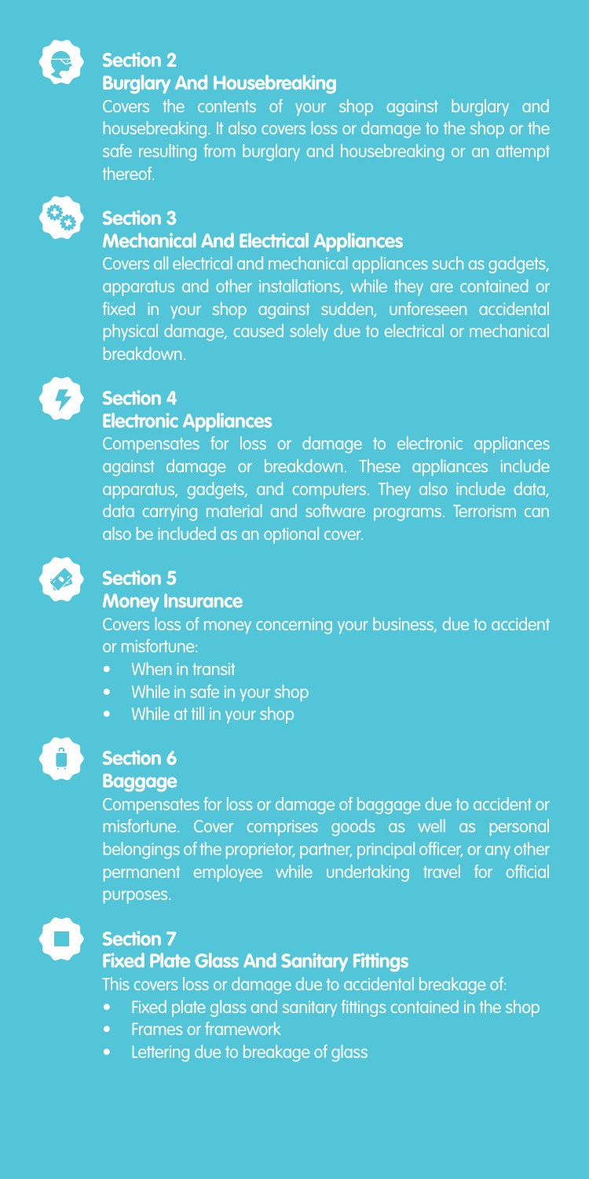## Section 2
### Burglary And Housebreaking

Covers the contents of your shop against burglary and housebreaking. It also covers loss or damage to the shop or the safe resulting from burglary and housebreaking or an attempt thereof.

## Section 3
### Mechanical And Electrical Appliances

Covers all electrical and mechanical appliances such as gadgets, apparatus and other installations, while they are contained or fixed in your shop against sudden, unforeseen accidental physical damage, caused solely due to electrical or mechanical breakdown.

## Section 4
### Electronic Appliances

Compensates for loss or damage to electronic appliances against damage or breakdown. These appliances include apparatus, gadgets, and computers. They also include data, data carrying material and software programs. Terrorism can also be included as an optional cover.

## Section 5
### Money Insurance

Covers loss of money concerning your business, due to accident or misfortune:

- When in transit
- While in safe in your shop
- While at till in your shop

## Section 6
### Baggage

Compensates for loss or damage of baggage due to accident or misfortune. Cover comprises goods as well as personal belongings of the proprietor, partner, principal officer, or any other permanent employee while undertaking travel for official purposes.

## Section 7
### Fixed Plate Glass And Sanitary Fittings

This covers loss or damage due to accidental breakage of:

- Fixed plate glass and sanitary fittings contained in the shop
- Frames or framework
- Lettering due to breakage of glass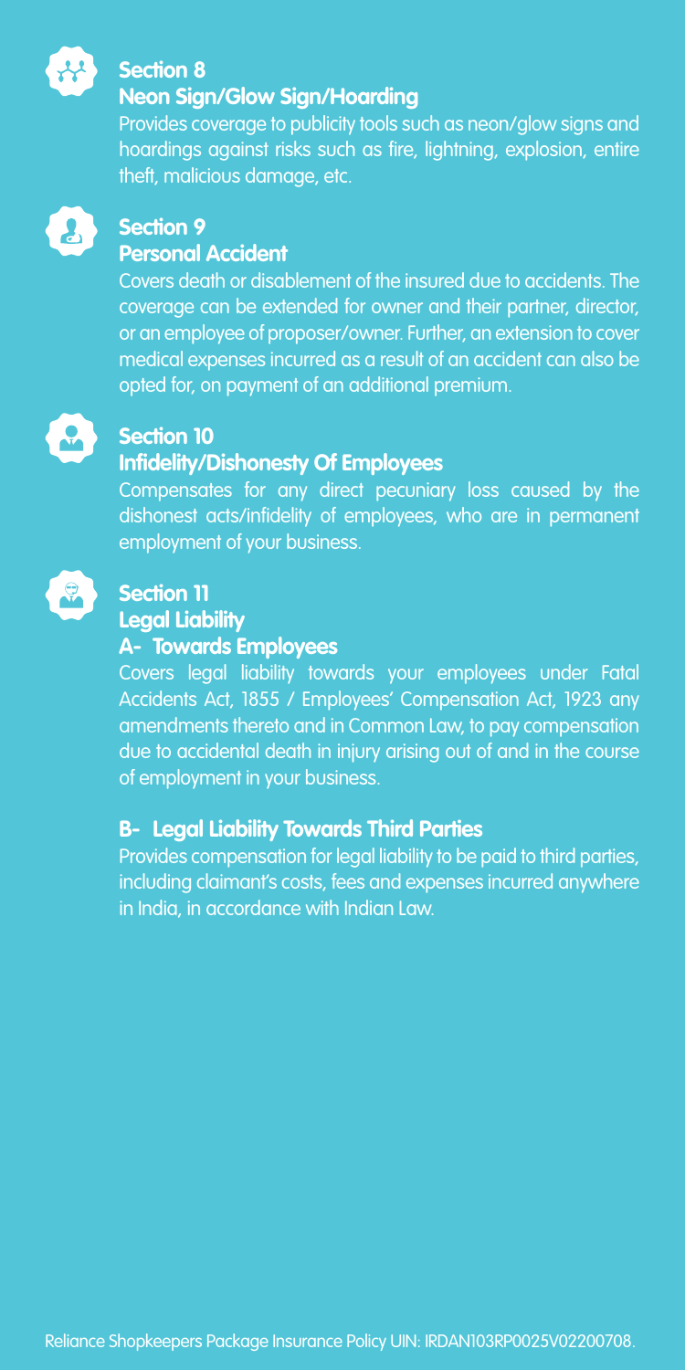## Section 8
### Neon Sign/Glow Sign/Hoarding

Provides coverage to publicity tools such as neon/glow signs and hoardings against risks such as fire, lightning, explosion, entire theft, malicious damage, etc.

## Section 9
### Personal Accident

Covers death or disablement of the insured due to accidents. The coverage can be extended for owner and their partner, director, or an employee of proposer/owner. Further, an extension to cover medical expenses incurred as a result of an accident can also be opted for, on payment of an additional premium.

## Section 10
### Infidelity/Dishonesty Of Employees

Compensates for any direct pecuniary loss caused by the dishonest acts/infidelity of employees, who are in permanent employment of your business.

## Section 11
### Legal Liability
#### A- Towards Employees

Covers legal liability towards your employees under Fatal Accidents Act, 1855 / Employees' Compensation Act, 1923 any amendments thereto and in Common Law, to pay compensation due to accidental death in injury arising out of and in the course of employment in your business.

#### B- Legal Liability Towards Third Parties

Provides compensation for legal liability to be paid to third parties, including claimant's costs, fees and expenses incurred anywhere in India, in accordance with Indian Law.

Reliance Shopkeepers Package Insurance Policy UIN: IRDAN103RP0025V02200708.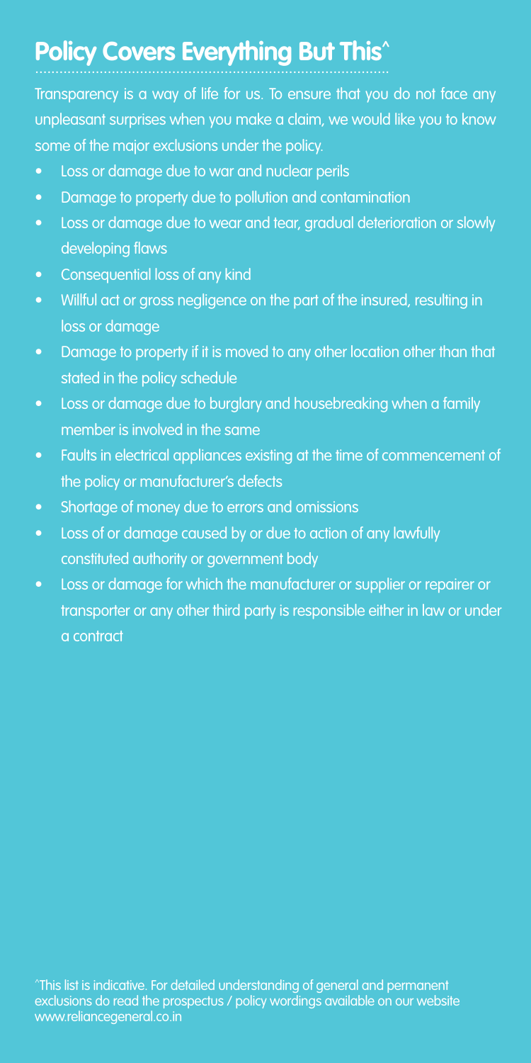## Policy Covers Everything But This^

Transparency is a way of life for us. To ensure that you do not face any unpleasant surprises when you make a claim, we would like you to know some of the major exclusions under the policy.

- Loss or damage due to war and nuclear perils
- Damage to property due to pollution and contamination
- Loss or damage due to wear and tear, gradual deterioration or slowly developing flaws
- Consequential loss of any kind
- Willful act or gross negligence on the part of the insured, resulting in loss or damage
- Damage to property if it is moved to any other location other than that stated in the policy schedule
- Loss or damage due to burglary and housebreaking when a family member is involved in the same
- Faults in electrical appliances existing at the time of commencement of the policy or manufacturer's defects
- Shortage of money due to errors and omissions
- Loss of or damage caused by or due to action of any lawfully constituted authority or government body
- Loss or damage for which the manufacturer or supplier or repairer or transporter or any other third party is responsible either in law or under a contract

^This list is indicative. For detailed understanding of general and permanent exclusions do read the prospectus / policy wordings available on our website www.reliancegeneral.co.in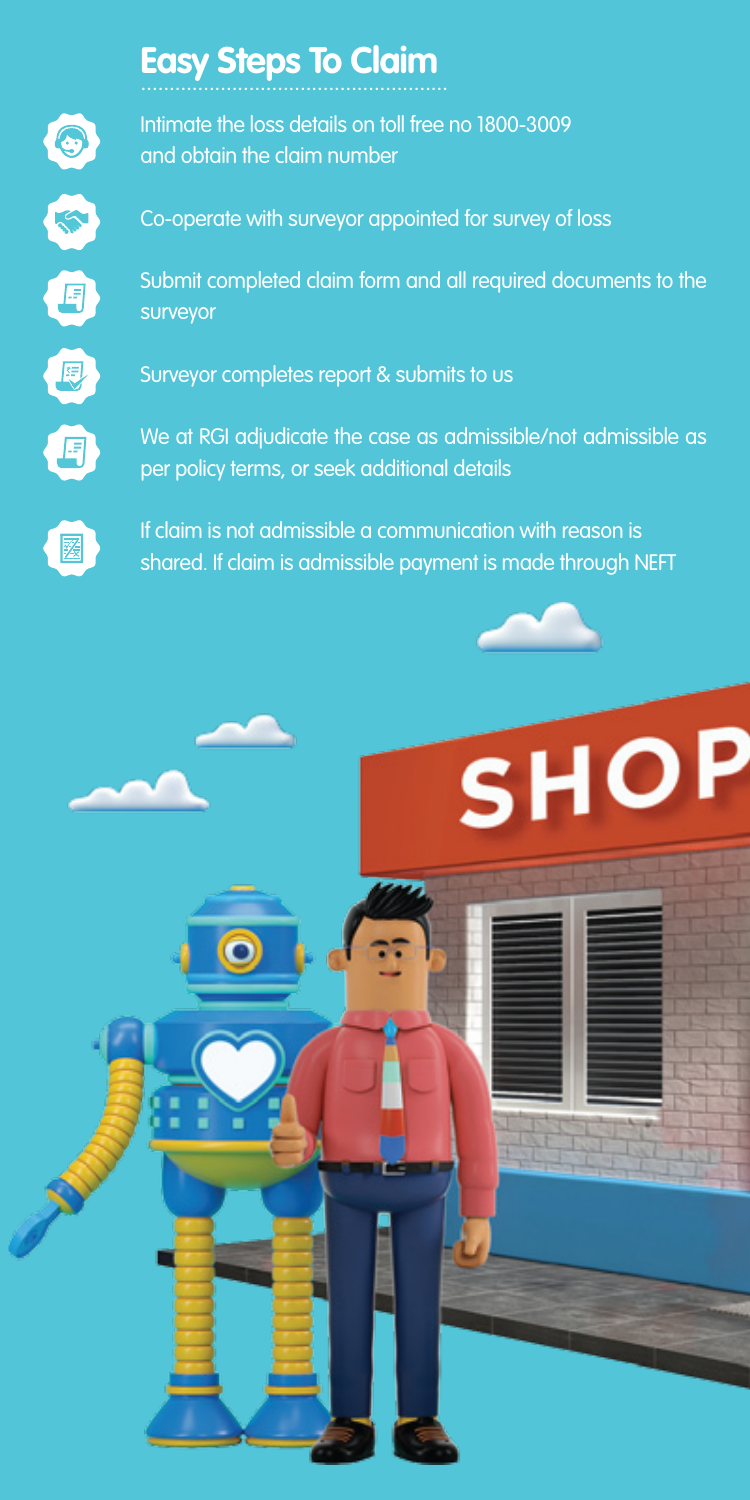## Easy Steps To Claim

- Intimate the loss details on toll free no 1800-3009 and obtain the claim number
- Co-operate with surveyor appointed for survey of loss
- Submit completed claim form and all required documents to the surveyor
- Surveyor completes report & submits to us
- We at RGI adjudicate the case as admissible/not admissible as per policy terms, or seek additional details
- If claim is not admissible a communication with reason is shared. If claim is admissible payment is made through NEFT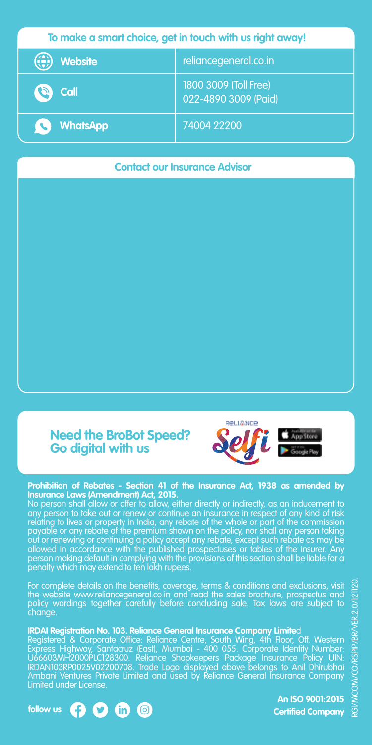**To make a smart choice, get in touch with us right away!**

| | |
|---|---|
| Website | reliancegeneral.co.in |
| Call | 1800 3009 (Toll Free)<br>022-4890 3009 (Paid) |
| WhatsApp | 74004 22200 |

**Contact our Insurance Advisor**

## Need the BroBot Speed? Go digital with us

Reliance Selfi

App Store

Google Play

**Prohibition of Rebates - Section 41 of the Insurance Act, 1938 as amended by Insurance Laws (Amendment) Act, 2015.**

No person shall allow or offer to allow, either directly or indirectly, as an inducement to any person to take out or renew or continue an insurance in respect of any kind of risk relating to lives or property in India, any rebate of the whole or part of the commission payable or any rebate of the premium shown on the policy, nor shall any person taking out or renewing or continuing a policy accept any rebate, except such rebate as may be allowed in accordance with the published prospectuses or tables of the insurer. Any person making default in complying with the provisions of this section shall be liable for a penalty which may extend to ten lakh rupees.

For complete details on the benefits, coverage, terms & conditions and exclusions, visit the website www.reliancegeneral.co.in and read the sales brochure, prospectus and policy wordings together carefully before concluding sale. Tax laws are subject to change.

**IRDAI Registration No. 103. Reliance General Insurance Company Limited**

Registered & Corporate Office: Reliance Centre, South Wing, 4th Floor, Off. Western Express Highway, Santacruz (East), Mumbai - 400 055. Corporate Identity Number: U66603MH2000PLC128300. Reliance Shopkeepers Package Insurance Policy UIN: IRDAN103RP0025V02200708. Trade Logo displayed above belongs to Anil Dhirubhai Ambani Ventures Private Limited and used by Reliance General Insurance Company Limited under License.

follow us

**An ISO 9001:2015 Certified Company**

RGI/MCOM/CO/RSPIP/BR/VER.2.0/121120.